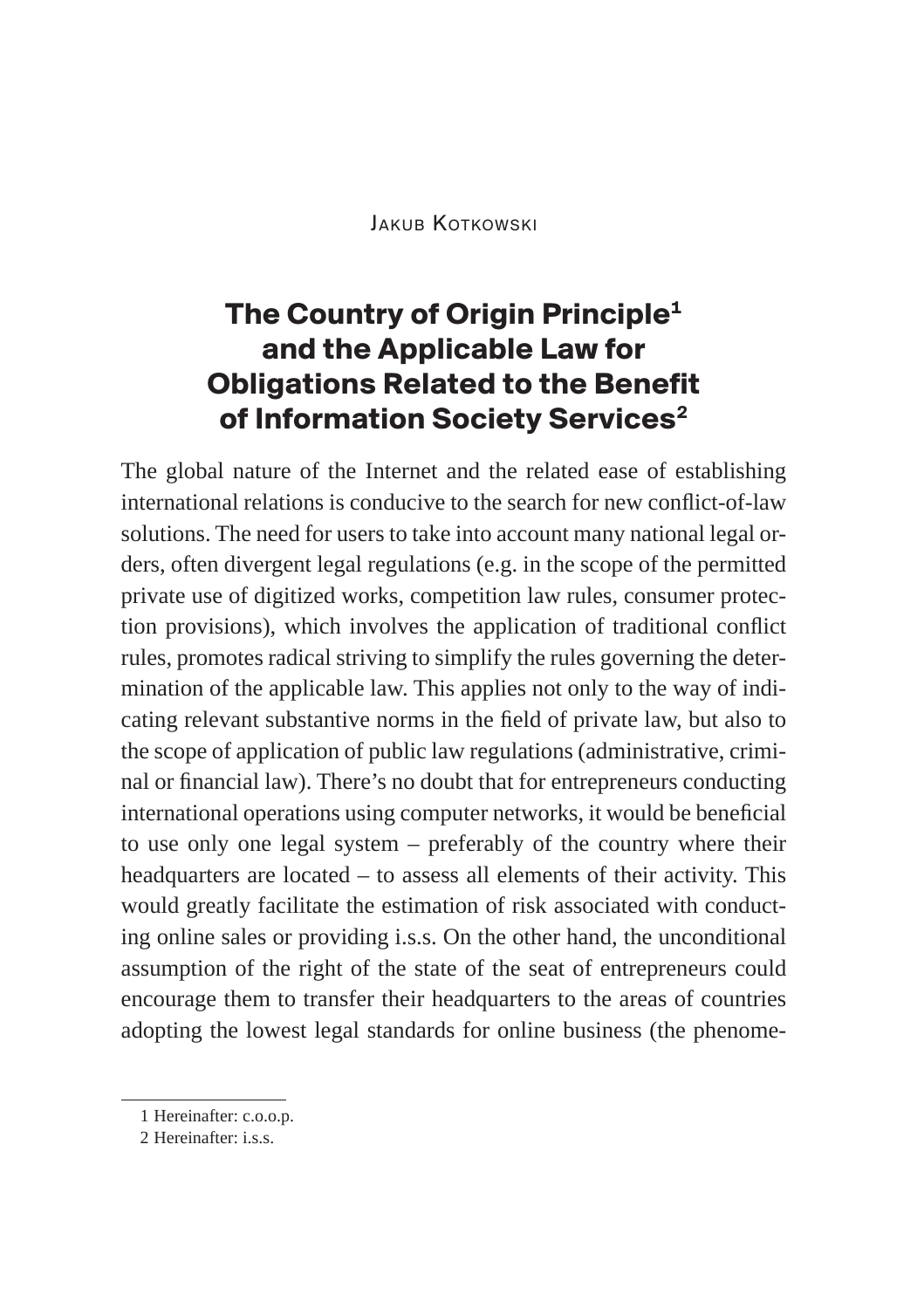Jakub Kotkowski

# The Country of Origin Principle[1] and the Applicable Law for Obligations Related to the Benefit of Information Society Services[2]

The global nature of the Internet and the related ease of establishing international relations is conducive to the search for new conflict-of-law solutions. The need for users to take into account many national legal orders, often divergent legal regulations (e.g. in the scope of the permitted private use of digitized works, competition law rules, consumer protection provisions), which involves the application of traditional conflict rules, promotes radical striving to simplify the rules governing the determination of the applicable law. This applies not only to the way of indicating relevant substantive norms in the field of private law, but also to the scope of application of public law regulations (administrative, criminal or financial law). There's no doubt that for entrepreneurs conducting international operations using computer networks, it would be beneficial to use only one legal system – preferably of the country where their headquarters are located – to assess all elements of their activity. This would greatly facilitate the estimation of risk associated with conducting online sales or providing i.s.s. On the other hand, the unconditional assumption of the right of the state of the seat of entrepreneurs could encourage them to transfer their headquarters to the areas of countries adopting the lowest legal standards for online business (the phenome-

1 Hereinafter: c.o.o.p.

2 Hereinafter: i.s.s.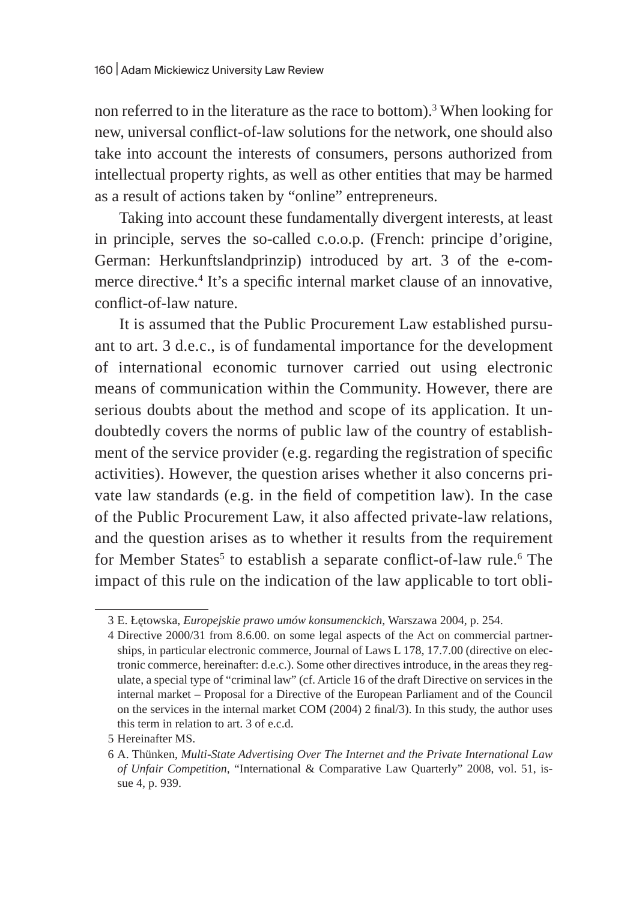non referred to in the literature as the race to bottom).[3] When looking for new, universal conflict-of-law solutions for the network, one should also take into account the interests of consumers, persons authorized from intellectual property rights, as well as other entities that may be harmed as a result of actions taken by "online" entrepreneurs.

Taking into account these fundamentally divergent interests, at least in principle, serves the so-called c.o.o.p. (French: principe d'origine, German: Herkunftslandprinzip) introduced by art. 3 of the e-commerce directive.[4] It's a specific internal market clause of an innovative, conflict-of-law nature.

It is assumed that the Public Procurement Law established pursuant to art. 3 d.e.c., is of fundamental importance for the development of international economic turnover carried out using electronic means of communication within the Community. However, there are serious doubts about the method and scope of its application. It undoubtedly covers the norms of public law of the country of establishment of the service provider (e.g. regarding the registration of specific activities). However, the question arises whether it also concerns private law standards (e.g. in the field of competition law). In the case of the Public Procurement Law, it also affected private-law relations, and the question arises as to whether it results from the requirement for Member States[5] to establish a separate conflict-of-law rule.[6] The impact of this rule on the indication of the law applicable to tort obli-

---

3 E. Łętowska, *Europejskie prawo umów konsumenckich*, Warszawa 2004, p. 254.

4 Directive 2000/31 from 8.6.00. on some legal aspects of the Act on commercial partnerships, in particular electronic commerce, Journal of Laws L 178, 17.7.00 (directive on electronic commerce, hereinafter: d.e.c.). Some other directives introduce, in the areas they regulate, a special type of "criminal law" (cf. Article 16 of the draft Directive on services in the internal market – Proposal for a Directive of the European Parliament and of the Council on the services in the internal market COM (2004) 2 final/3). In this study, the author uses this term in relation to art. 3 of e.c.d.

5 Hereinafter MS.

6 A. Thünken, *Multi-State Advertising Over The Internet and the Private International Law of Unfair Competition*, "International & Comparative Law Quarterly" 2008, vol. 51, issue 4, p. 939.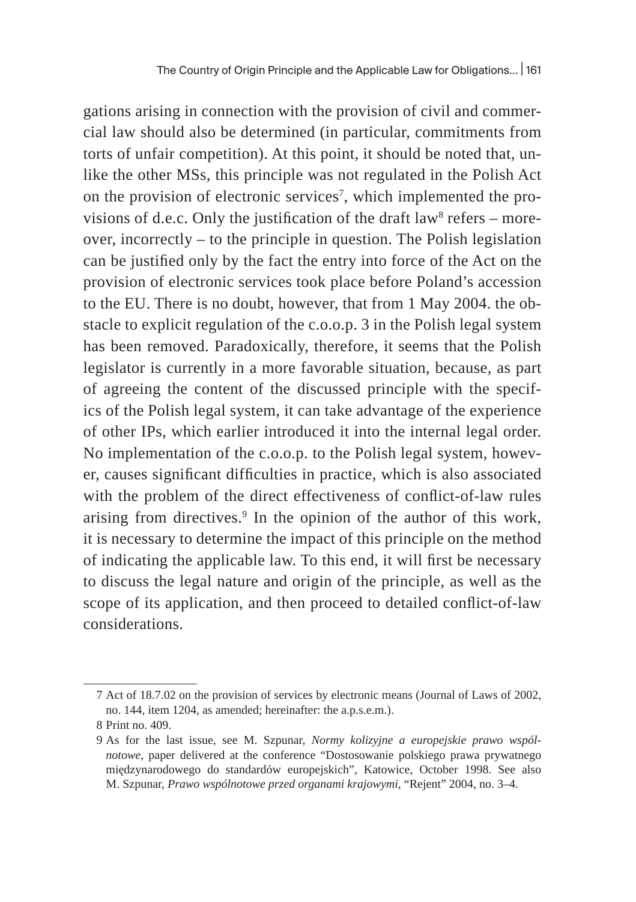gations arising in connection with the provision of civil and commercial law should also be determined (in particular, commitments from torts of unfair competition). At this point, it should be noted that, unlike the other MSs, this principle was not regulated in the Polish Act on the provision of electronic services[7], which implemented the provisions of d.e.c. Only the justification of the draft law[8] refers – moreover, incorrectly – to the principle in question. The Polish legislation can be justified only by the fact the entry into force of the Act on the provision of electronic services took place before Poland's accession to the EU. There is no doubt, however, that from 1 May 2004. the obstacle to explicit regulation of the c.o.o.p. 3 in the Polish legal system has been removed. Paradoxically, therefore, it seems that the Polish legislator is currently in a more favorable situation, because, as part of agreeing the content of the discussed principle with the specifics of the Polish legal system, it can take advantage of the experience of other IPs, which earlier introduced it into the internal legal order. No implementation of the c.o.o.p. to the Polish legal system, however, causes significant difficulties in practice, which is also associated with the problem of the direct effectiveness of conflict-of-law rules arising from directives.[9] In the opinion of the author of this work, it is necessary to determine the impact of this principle on the method of indicating the applicable law. To this end, it will first be necessary to discuss the legal nature and origin of the principle, as well as the scope of its application, and then proceed to detailed conflict-of-law considerations.

7 Act of 18.7.02 on the provision of services by electronic means (Journal of Laws of 2002, no. 144, item 1204, as amended; hereinafter: the a.p.s.e.m.).

8 Print no. 409.

9 As for the last issue, see M. Szpunar, *Normy kolizyjne a europejskie prawo wspólnotowe*, paper delivered at the conference "Dostosowanie polskiego prawa prywatnego międzynarodowego do standardów europejskich", Katowice, October 1998. See also M. Szpunar, *Prawo wspólnotowe przed organami krajowymi*, "Rejent" 2004, no. 3–4.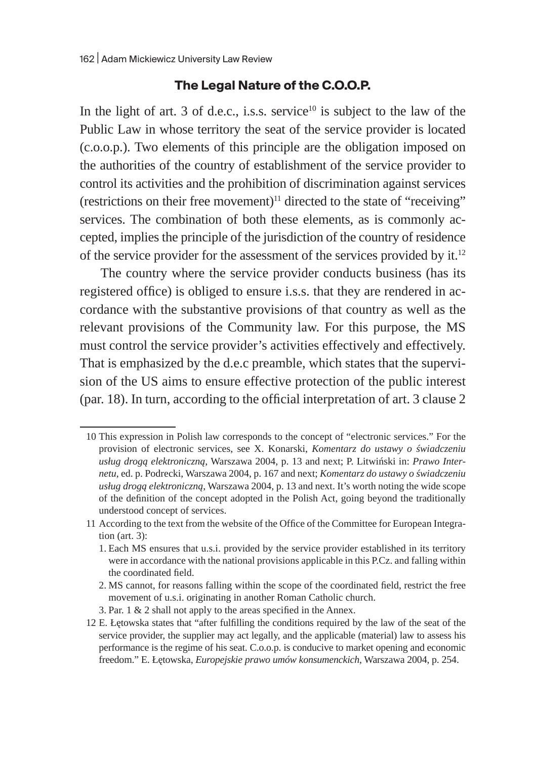## The Legal Nature of the C.O.O.P.

In the light of art. 3 of d.e.c., i.s.s. service[10] is subject to the law of the Public Law in whose territory the seat of the service provider is located (c.o.o.p.). Two elements of this principle are the obligation imposed on the authorities of the country of establishment of the service provider to control its activities and the prohibition of discrimination against services (restrictions on their free movement)[11] directed to the state of "receiving" services. The combination of both these elements, as is commonly accepted, implies the principle of the jurisdiction of the country of residence of the service provider for the assessment of the services provided by it.[12]

The country where the service provider conducts business (has its registered office) is obliged to ensure i.s.s. that they are rendered in accordance with the substantive provisions of that country as well as the relevant provisions of the Community law. For this purpose, the MS must control the service provider's activities effectively and effectively. That is emphasized by the d.e.c preamble, which states that the supervision of the US aims to ensure effective protection of the public interest (par. 18). In turn, according to the official interpretation of art. 3 clause 2

---

10 This expression in Polish law corresponds to the concept of "electronic services." For the provision of electronic services, see X. Konarski, *Komentarz do ustawy o świadczeniu usług drogą elektroniczną*, Warszawa 2004, p. 13 and next; P. Litwiński in: *Prawo Internetu*, ed. p. Podrecki, Warszawa 2004, p. 167 and next; *Komentarz do ustawy o świadczeniu usług drogą elektroniczną*, Warszawa 2004, p. 13 and next. It's worth noting the wide scope of the definition of the concept adopted in the Polish Act, going beyond the traditionally understood concept of services.

11 According to the text from the website of the Office of the Committee for European Integration (art. 3):

1. Each MS ensures that u.s.i. provided by the service provider established in its territory were in accordance with the national provisions applicable in this P.Cz. and falling within the coordinated field.
2. MS cannot, for reasons falling within the scope of the coordinated field, restrict the free movement of u.s.i. originating in another Roman Catholic church.
3. Par. 1 & 2 shall not apply to the areas specified in the Annex.

12 E. Łętowska states that "after fulfilling the conditions required by the law of the seat of the service provider, the supplier may act legally, and the applicable (material) law to assess his performance is the regime of his seat. C.o.o.p. is conducive to market opening and economic freedom." E. Łętowska, *Europejskie prawo umów konsumenckich*, Warszawa 2004, p. 254.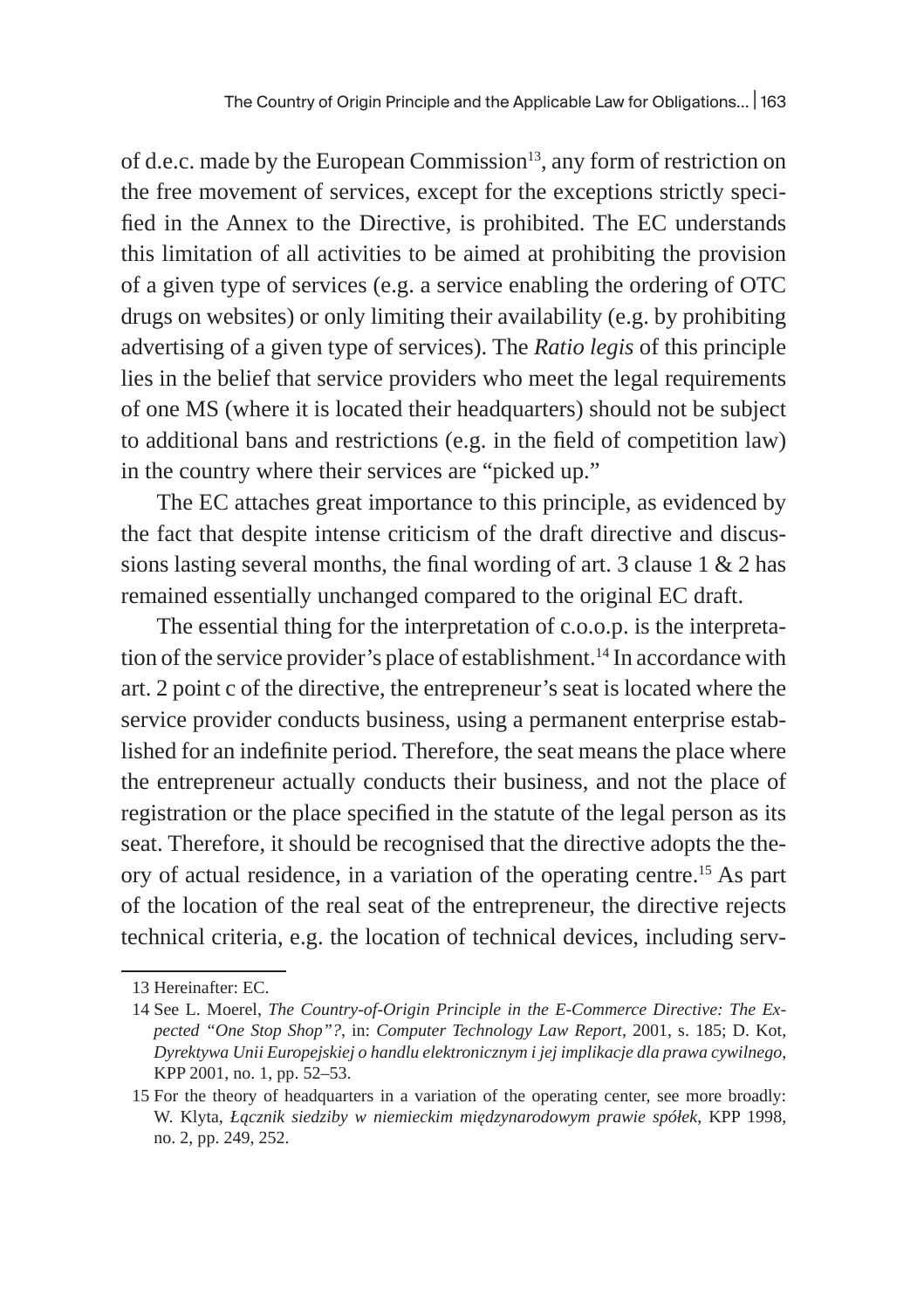of d.e.c. made by the European Commission[13], any form of restriction on the free movement of services, except for the exceptions strictly specified in the Annex to the Directive, is prohibited. The EC understands this limitation of all activities to be aimed at prohibiting the provision of a given type of services (e.g. a service enabling the ordering of OTC drugs on websites) or only limiting their availability (e.g. by prohibiting advertising of a given type of services). The *Ratio legis* of this principle lies in the belief that service providers who meet the legal requirements of one MS (where it is located their headquarters) should not be subject to additional bans and restrictions (e.g. in the field of competition law) in the country where their services are "picked up."

The EC attaches great importance to this principle, as evidenced by the fact that despite intense criticism of the draft directive and discussions lasting several months, the final wording of art. 3 clause 1 & 2 has remained essentially unchanged compared to the original EC draft.

The essential thing for the interpretation of c.o.o.p. is the interpretation of the service provider's place of establishment.[14] In accordance with art. 2 point c of the directive, the entrepreneur's seat is located where the service provider conducts business, using a permanent enterprise established for an indefinite period. Therefore, the seat means the place where the entrepreneur actually conducts their business, and not the place of registration or the place specified in the statute of the legal person as its seat. Therefore, it should be recognised that the directive adopts the theory of actual residence, in a variation of the operating centre.[15] As part of the location of the real seat of the entrepreneur, the directive rejects technical criteria, e.g. the location of technical devices, including serv-

---

13 Hereinafter: EC.

14 See L. Moerel, *The Country-of-Origin Principle in the E-Commerce Directive: The Expected "One Stop Shop"?*, in: *Computer Technology Law Report*, 2001, s. 185; D. Kot, *Dyrektywa Unii Europejskiej o handlu elektronicznym i jej implikacje dla prawa cywilnego*, KPP 2001, no. 1, pp. 52–53.

15 For the theory of headquarters in a variation of the operating center, see more broadly: W. Klyta, *Łącznik siedziby w niemieckim międzynarodowym prawie spółek*, KPP 1998, no. 2, pp. 249, 252.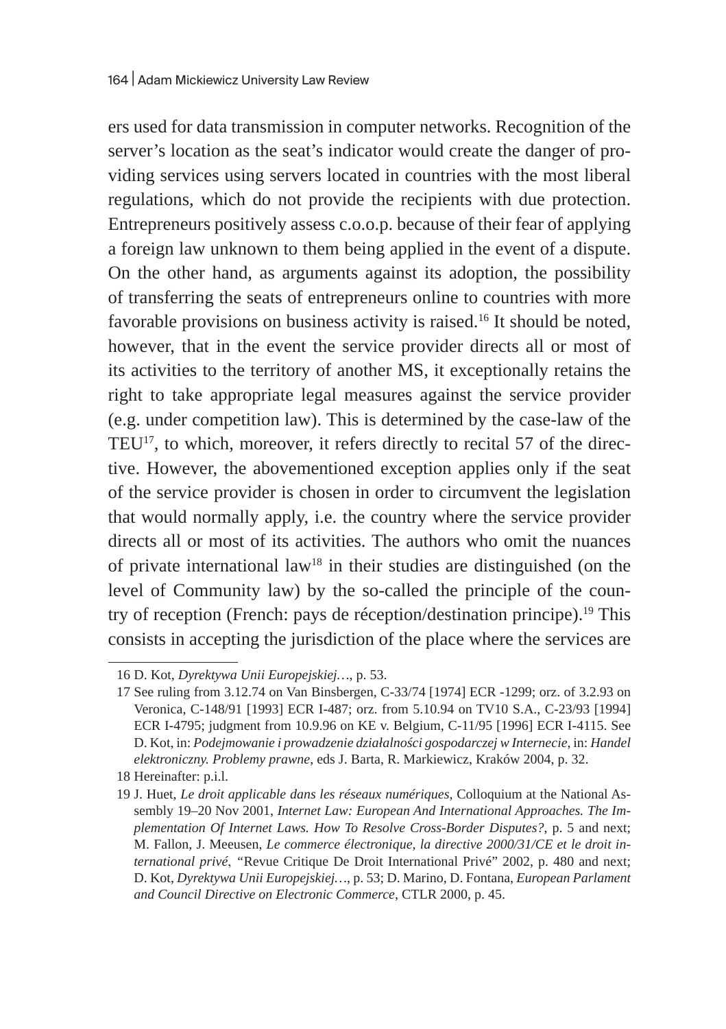ers used for data transmission in computer networks. Recognition of the server's location as the seat's indicator would create the danger of providing services using servers located in countries with the most liberal regulations, which do not provide the recipients with due protection. Entrepreneurs positively assess c.o.o.p. because of their fear of applying a foreign law unknown to them being applied in the event of a dispute. On the other hand, as arguments against its adoption, the possibility of transferring the seats of entrepreneurs online to countries with more favorable provisions on business activity is raised.[16] It should be noted, however, that in the event the service provider directs all or most of its activities to the territory of another MS, it exceptionally retains the right to take appropriate legal measures against the service provider (e.g. under competition law). This is determined by the case-law of the TEU[17], to which, moreover, it refers directly to recital 57 of the directive. However, the abovementioned exception applies only if the seat of the service provider is chosen in order to circumvent the legislation that would normally apply, i.e. the country where the service provider directs all or most of its activities. The authors who omit the nuances of private international law[18] in their studies are distinguished (on the level of Community law) by the so-called the principle of the country of reception (French: pays de réception/destination principe).[19] This consists in accepting the jurisdiction of the place where the services are

16 D. Kot, *Dyrektywa Unii Europejskiej…*, p. 53.

17 See ruling from 3.12.74 on Van Binsbergen, C-33/74 [1974] ECR -1299; orz. of 3.2.93 on Veronica, C-148/91 [1993] ECR I-487; orz. from 5.10.94 on TV10 S.A., C-23/93 [1994] ECR I-4795; judgment from 10.9.96 on KE v. Belgium, C-11/95 [1996] ECR I-4115. See D. Kot, in: *Podejmowanie i prowadzenie działalności gospodarczej w Internecie*, in: *Handel elektroniczny. Problemy prawne*, eds J. Barta, R. Markiewicz, Kraków 2004, p. 32.

18 Hereinafter: p.i.l.

19 J. Huet, *Le droit applicable dans les réseaux numériques*, Colloquium at the National Assembly 19–20 Nov 2001, *Internet Law: European And International Approaches. The Implementation Of Internet Laws. How To Resolve Cross-Border Disputes?*, p. 5 and next; M. Fallon, J. Meeusen, *Le commerce électronique, la directive 2000/31/CE et le droit international privé*, "Revue Critique De Droit International Privé" 2002, p. 480 and next; D. Kot, *Dyrektywa Unii Europejskiej…*, p. 53; D. Marino, D. Fontana, *European Parlament and Council Directive on Electronic Commerce*, CTLR 2000, p. 45.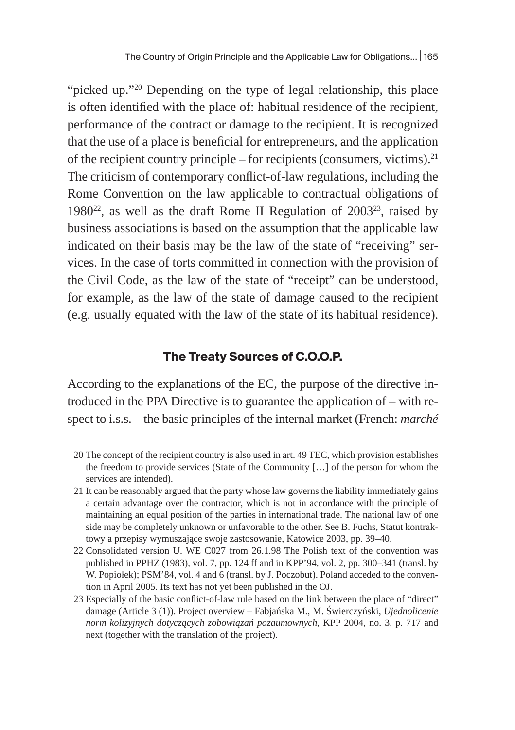"picked up."[20] Depending on the type of legal relationship, this place is often identified with the place of: habitual residence of the recipient, performance of the contract or damage to the recipient. It is recognized that the use of a place is beneficial for entrepreneurs, and the application of the recipient country principle – for recipients (consumers, victims).[21] The criticism of contemporary conflict-of-law regulations, including the Rome Convention on the law applicable to contractual obligations of 1980[22], as well as the draft Rome II Regulation of 2003[23], raised by business associations is based on the assumption that the applicable law indicated on their basis may be the law of the state of "receiving" services. In the case of torts committed in connection with the provision of the Civil Code, as the law of the state of "receipt" can be understood, for example, as the law of the state of damage caused to the recipient (e.g. usually equated with the law of the state of its habitual residence).

## The Treaty Sources of C.O.O.P.

According to the explanations of the EC, the purpose of the directive introduced in the PPA Directive is to guarantee the application of – with respect to i.s.s. – the basic principles of the internal market (French: *marché*

---

20 The concept of the recipient country is also used in art. 49 TEC, which provision establishes the freedom to provide services (State of the Community […] of the person for whom the services are intended).

21 It can be reasonably argued that the party whose law governs the liability immediately gains a certain advantage over the contractor, which is not in accordance with the principle of maintaining an equal position of the parties in international trade. The national law of one side may be completely unknown or unfavorable to the other. See B. Fuchs, Statut kontraktowy a przepisy wymuszające swoje zastosowanie, Katowice 2003, pp. 39–40.

22 Consolidated version U. WE C027 from 26.1.98 The Polish text of the convention was published in PPHZ (1983), vol. 7, pp. 124 ff and in KPP'94, vol. 2, pp. 300–341 (transl. by W. Popiołek); PSM'84, vol. 4 and 6 (transl. by J. Poczobut). Poland acceded to the convention in April 2005. Its text has not yet been published in the OJ.

23 Especially of the basic conflict-of-law rule based on the link between the place of "direct" damage (Article 3 (1)). Project overview – Fabjańska M., M. Świerczyński, *Ujednolicenie norm kolizyjnych dotyczących zobowiązań pozaumownych*, KPP 2004, no. 3, p. 717 and next (together with the translation of the project).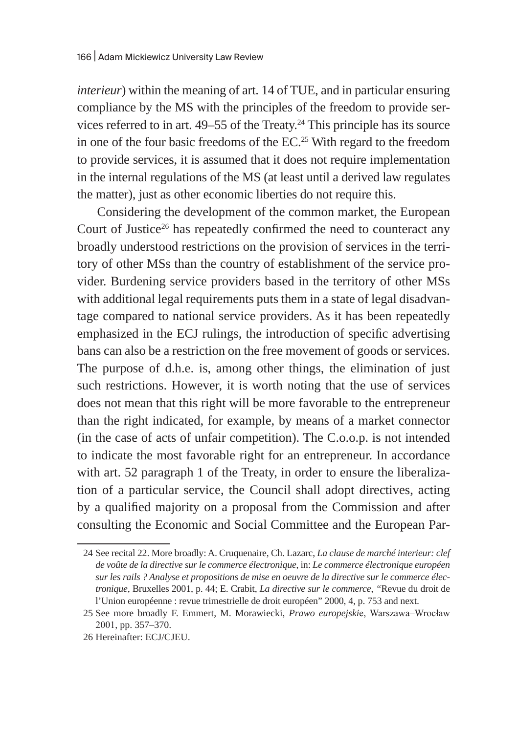*interieur*) within the meaning of art. 14 of TUE, and in particular ensuring compliance by the MS with the principles of the freedom to provide services referred to in art. 49–55 of the Treaty.[24] This principle has its source in one of the four basic freedoms of the EC.[25] With regard to the freedom to provide services, it is assumed that it does not require implementation in the internal regulations of the MS (at least until a derived law regulates the matter), just as other economic liberties do not require this.

Considering the development of the common market, the European Court of Justice[26] has repeatedly confirmed the need to counteract any broadly understood restrictions on the provision of services in the territory of other MSs than the country of establishment of the service provider. Burdening service providers based in the territory of other MSs with additional legal requirements puts them in a state of legal disadvantage compared to national service providers. As it has been repeatedly emphasized in the ECJ rulings, the introduction of specific advertising bans can also be a restriction on the free movement of goods or services. The purpose of d.h.e. is, among other things, the elimination of just such restrictions. However, it is worth noting that the use of services does not mean that this right will be more favorable to the entrepreneur than the right indicated, for example, by means of a market connector (in the case of acts of unfair competition). The C.o.o.p. is not intended to indicate the most favorable right for an entrepreneur. In accordance with art. 52 paragraph 1 of the Treaty, in order to ensure the liberalization of a particular service, the Council shall adopt directives, acting by a qualified majority on a proposal from the Commission and after consulting the Economic and Social Committee and the European Par-

---

24 See recital 22. More broadly: A. Cruquenaire, Ch. Lazarc, *La clause de marché interieur: clef de voûte de la directive sur le commerce électronique*, in: *Le commerce électronique européen sur les rails ? Analyse et propositions de mise en oeuvre de la directive sur le commerce électronique*, Bruxelles 2001, p. 44; E. Crabit, *La directive sur le commerce*, "Revue du droit de l'Union européenne : revue trimestrielle de droit européen" 2000, 4, p. 753 and next.

25 See more broadly F. Emmert, M. Morawiecki, *Prawo europejskie*, Warszawa–Wrocław 2001, pp. 357–370.

26 Hereinafter: ECJ/CJEU.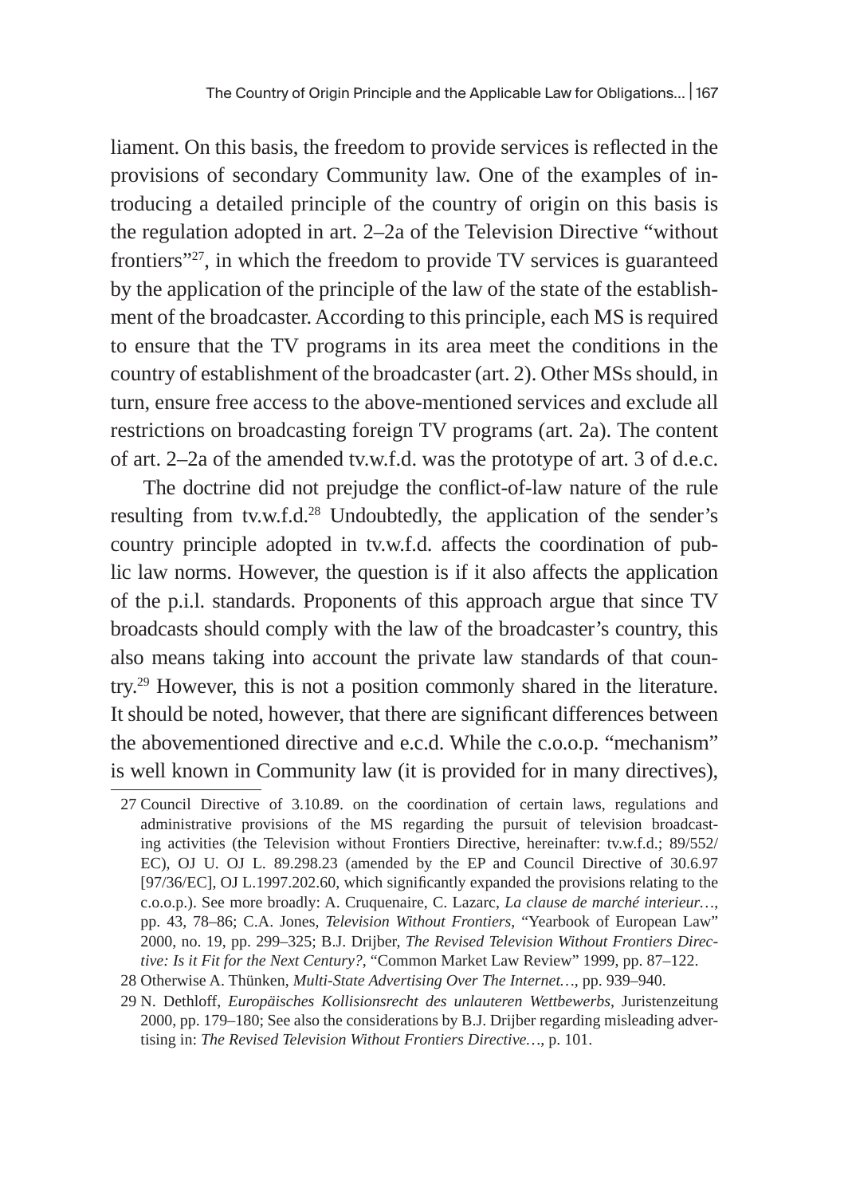liament. On this basis, the freedom to provide services is reflected in the provisions of secondary Community law. One of the examples of introducing a detailed principle of the country of origin on this basis is the regulation adopted in art. 2–2a of the Television Directive "without frontiers"[27], in which the freedom to provide TV services is guaranteed by the application of the principle of the law of the state of the establishment of the broadcaster. According to this principle, each MS is required to ensure that the TV programs in its area meet the conditions in the country of establishment of the broadcaster (art. 2). Other MSs should, in turn, ensure free access to the above-mentioned services and exclude all restrictions on broadcasting foreign TV programs (art. 2a). The content of art. 2–2a of the amended tv.w.f.d. was the prototype of art. 3 of d.e.c.

The doctrine did not prejudge the conflict-of-law nature of the rule resulting from tv.w.f.d.[28] Undoubtedly, the application of the sender's country principle adopted in tv.w.f.d. affects the coordination of public law norms. However, the question is if it also affects the application of the p.i.l. standards. Proponents of this approach argue that since TV broadcasts should comply with the law of the broadcaster's country, this also means taking into account the private law standards of that country.[29] However, this is not a position commonly shared in the literature. It should be noted, however, that there are significant differences between the abovementioned directive and e.c.d. While the c.o.o.p. "mechanism" is well known in Community law (it is provided for in many directives),

---

27 Council Directive of 3.10.89. on the coordination of certain laws, regulations and administrative provisions of the MS regarding the pursuit of television broadcasting activities (the Television without Frontiers Directive, hereinafter: tv.w.f.d.; 89/552/EC), OJ U. OJ L. 89.298.23 (amended by the EP and Council Directive of 30.6.97 [97/36/EC], OJ L.1997.202.60, which significantly expanded the provisions relating to the c.o.o.p.). See more broadly: A. Cruquenaire, C. Lazarc, *La clause de marché interieur…*, pp. 43, 78–86; C.A. Jones, *Television Without Frontiers*, "Yearbook of European Law" 2000, no. 19, pp. 299–325; B.J. Drijber, *The Revised Television Without Frontiers Directive: Is it Fit for the Next Century?*, "Common Market Law Review" 1999, pp. 87–122.

28 Otherwise A. Thünken, *Multi-State Advertising Over The Internet…*, pp. 939–940.

29 N. Dethloff, *Europäisches Kollisionsrecht des unlauteren Wettbewerbs*, Juristenzeitung 2000, pp. 179–180; See also the considerations by B.J. Drijber regarding misleading advertising in: *The Revised Television Without Frontiers Directive…*, p. 101.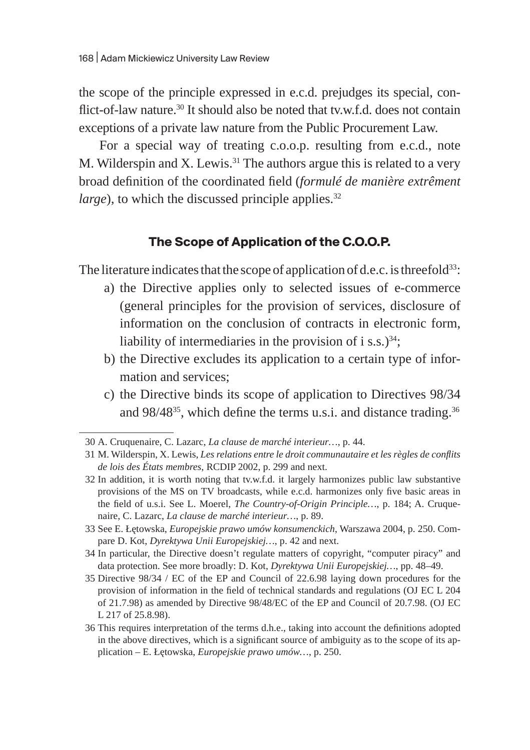the scope of the principle expressed in e.c.d. prejudges its special, conflict-of-law nature.[30] It should also be noted that tv.w.f.d. does not contain exceptions of a private law nature from the Public Procurement Law.

For a special way of treating c.o.o.p. resulting from e.c.d., note M. Wilderspin and X. Lewis.[31] The authors argue this is related to a very broad definition of the coordinated field (*formulé de manière extrêment large*), to which the discussed principle applies.[32]

## The Scope of Application of the C.O.O.P.

The literature indicates that the scope of application of d.e.c. is threefold[33]:

a) the Directive applies only to selected issues of e-commerce (general principles for the provision of services, disclosure of information on the conclusion of contracts in electronic form, liability of intermediaries in the provision of i s.s.)[34];
b) the Directive excludes its application to a certain type of information and services;
c) the Directive binds its scope of application to Directives 98/34 and 98/48[35], which define the terms u.s.i. and distance trading.[36]

---

30 A. Cruquenaire, C. Lazarc, *La clause de marché interieur…*, p. 44.

31 M. Wilderspin, X. Lewis, *Les relations entre le droit communautaire et les règles de conflits de lois des États membres*, RCDIP 2002, p. 299 and next.

32 In addition, it is worth noting that tv.w.f.d. it largely harmonizes public law substantive provisions of the MS on TV broadcasts, while e.c.d. harmonizes only five basic areas in the field of u.s.i. See L. Moerel, *The Country-of-Origin Principle…*, p. 184; A. Cruquenaire, C. Lazarc, *La clause de marché interieur…*, p. 89.

33 See E. Łętowska, *Europejskie prawo umów konsumenckich*, Warszawa 2004, p. 250. Compare D. Kot, *Dyrektywa Unii Europejskiej…*, p. 42 and next.

34 In particular, the Directive doesn't regulate matters of copyright, "computer piracy" and data protection. See more broadly: D. Kot, *Dyrektywa Unii Europejskiej…*, pp. 48–49.

35 Directive 98/34 / EC of the EP and Council of 22.6.98 laying down procedures for the provision of information in the field of technical standards and regulations (OJ EC L 204 of 21.7.98) as amended by Directive 98/48/EC of the EP and Council of 20.7.98. (OJ EC L 217 of 25.8.98).

36 This requires interpretation of the terms d.h.e., taking into account the definitions adopted in the above directives, which is a significant source of ambiguity as to the scope of its application – E. Łętowska, *Europejskie prawo umów…*, p. 250.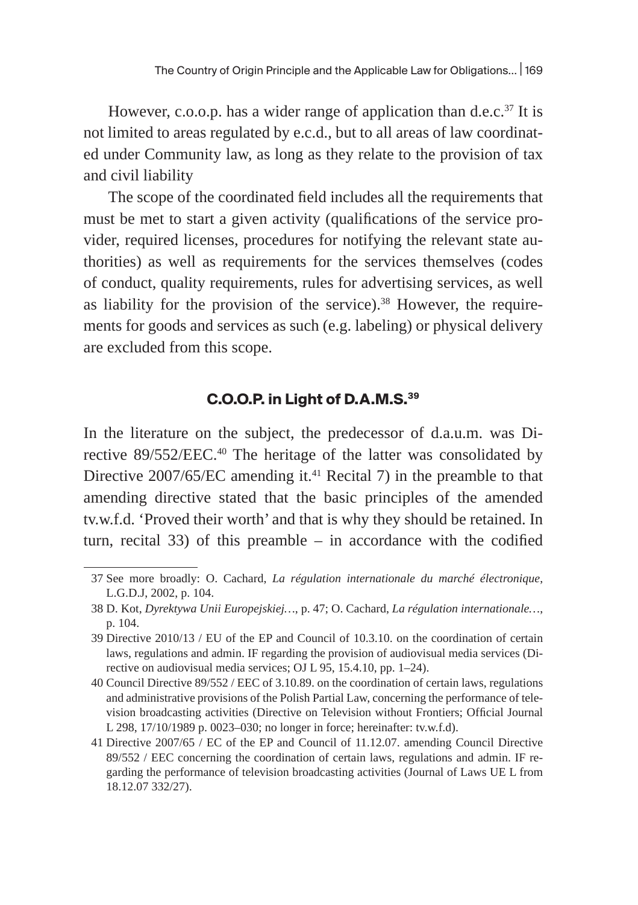However, c.o.o.p. has a wider range of application than d.e.c.[37] It is not limited to areas regulated by e.c.d., but to all areas of law coordinated under Community law, as long as they relate to the provision of tax and civil liability

The scope of the coordinated field includes all the requirements that must be met to start a given activity (qualifications of the service provider, required licenses, procedures for notifying the relevant state authorities) as well as requirements for the services themselves (codes of conduct, quality requirements, rules for advertising services, as well as liability for the provision of the service).[38] However, the requirements for goods and services as such (e.g. labeling) or physical delivery are excluded from this scope.

## C.O.O.P. in Light of D.A.M.S.[39]

In the literature on the subject, the predecessor of d.a.u.m. was Directive 89/552/EEC.[40] The heritage of the latter was consolidated by Directive 2007/65/EC amending it.[41] Recital 7) in the preamble to that amending directive stated that the basic principles of the amended tv.w.f.d. 'Proved their worth' and that is why they should be retained. In turn, recital 33) of this preamble – in accordance with the codified

---

37 See more broadly: O. Cachard, *La régulation internationale du marché électronique*, L.G.D.J, 2002, p. 104.

38 D. Kot, *Dyrektywa Unii Europejskiej…*, p. 47; O. Cachard, *La régulation internationale…*, p. 104.

39 Directive 2010/13 / EU of the EP and Council of 10.3.10. on the coordination of certain laws, regulations and admin. IF regarding the provision of audiovisual media services (Directive on audiovisual media services; OJ L 95, 15.4.10, pp. 1–24).

40 Council Directive 89/552 / EEC of 3.10.89. on the coordination of certain laws, regulations and administrative provisions of the Polish Partial Law, concerning the performance of television broadcasting activities (Directive on Television without Frontiers; Official Journal L 298, 17/10/1989 p. 0023–030; no longer in force; hereinafter: tv.w.f.d).

41 Directive 2007/65 / EC of the EP and Council of 11.12.07. amending Council Directive 89/552 / EEC concerning the coordination of certain laws, regulations and admin. IF regarding the performance of television broadcasting activities (Journal of Laws UE L from 18.12.07 332/27).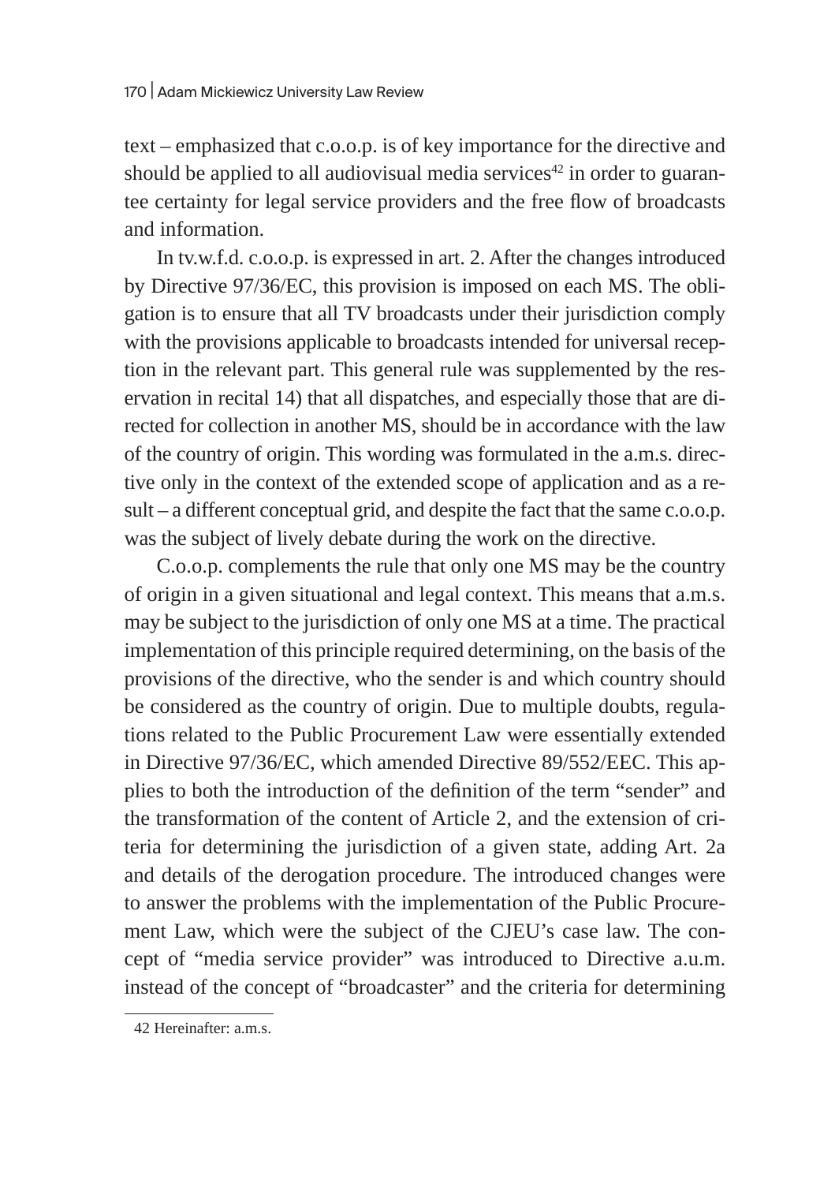text – emphasized that c.o.o.p. is of key importance for the directive and should be applied to all audiovisual media services[42] in order to guarantee certainty for legal service providers and the free flow of broadcasts and information.

In tv.w.f.d. c.o.o.p. is expressed in art. 2. After the changes introduced by Directive 97/36/EC, this provision is imposed on each MS. The obligation is to ensure that all TV broadcasts under their jurisdiction comply with the provisions applicable to broadcasts intended for universal reception in the relevant part. This general rule was supplemented by the reservation in recital 14) that all dispatches, and especially those that are directed for collection in another MS, should be in accordance with the law of the country of origin. This wording was formulated in the a.m.s. directive only in the context of the extended scope of application and as a result – a different conceptual grid, and despite the fact that the same c.o.o.p. was the subject of lively debate during the work on the directive.

C.o.o.p. complements the rule that only one MS may be the country of origin in a given situational and legal context. This means that a.m.s. may be subject to the jurisdiction of only one MS at a time. The practical implementation of this principle required determining, on the basis of the provisions of the directive, who the sender is and which country should be considered as the country of origin. Due to multiple doubts, regulations related to the Public Procurement Law were essentially extended in Directive 97/36/EC, which amended Directive 89/552/EEC. This applies to both the introduction of the definition of the term "sender" and the transformation of the content of Article 2, and the extension of criteria for determining the jurisdiction of a given state, adding Art. 2a and details of the derogation procedure. The introduced changes were to answer the problems with the implementation of the Public Procurement Law, which were the subject of the CJEU's case law. The concept of "media service provider" was introduced to Directive a.u.m. instead of the concept of "broadcaster" and the criteria for determining

42 Hereinafter: a.m.s.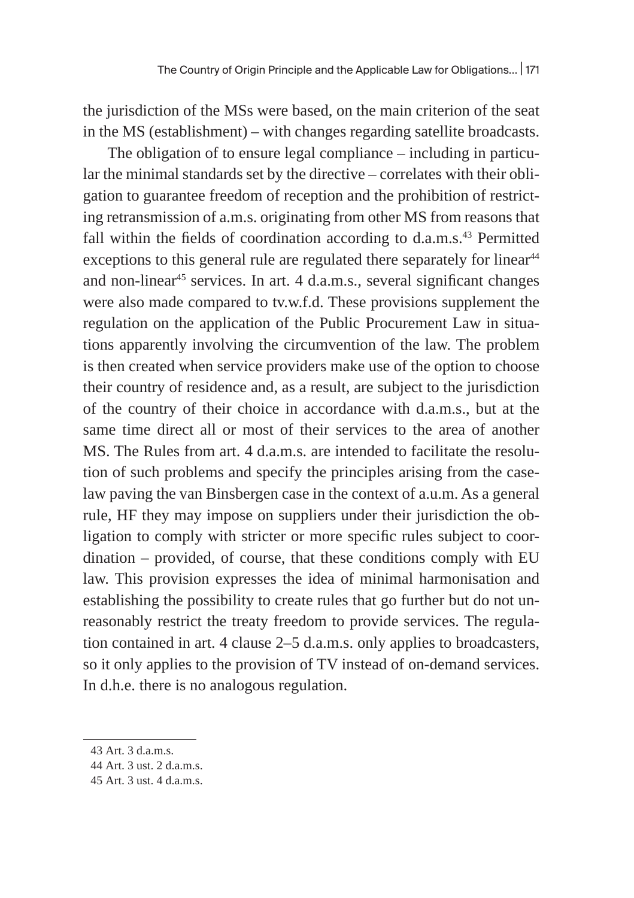the jurisdiction of the MSs were based, on the main criterion of the seat in the MS (establishment) – with changes regarding satellite broadcasts.

The obligation of to ensure legal compliance – including in particular the minimal standards set by the directive – correlates with their obligation to guarantee freedom of reception and the prohibition of restricting retransmission of a.m.s. originating from other MS from reasons that fall within the fields of coordination according to d.a.m.s.[43] Permitted exceptions to this general rule are regulated there separately for linear[44] and non-linear[45] services. In art. 4 d.a.m.s., several significant changes were also made compared to tv.w.f.d. These provisions supplement the regulation on the application of the Public Procurement Law in situations apparently involving the circumvention of the law. The problem is then created when service providers make use of the option to choose their country of residence and, as a result, are subject to the jurisdiction of the country of their choice in accordance with d.a.m.s., but at the same time direct all or most of their services to the area of another MS. The Rules from art. 4 d.a.m.s. are intended to facilitate the resolution of such problems and specify the principles arising from the case-law paving the van Binsbergen case in the context of a.u.m. As a general rule, HF they may impose on suppliers under their jurisdiction the obligation to comply with stricter or more specific rules subject to coordination – provided, of course, that these conditions comply with EU law. This provision expresses the idea of minimal harmonisation and establishing the possibility to create rules that go further but do not unreasonably restrict the treaty freedom to provide services. The regulation contained in art. 4 clause 2–5 d.a.m.s. only applies to broadcasters, so it only applies to the provision of TV instead of on-demand services. In d.h.e. there is no analogous regulation.

43 Art. 3 d.a.m.s.

44 Art. 3 ust. 2 d.a.m.s.

45 Art. 3 ust. 4 d.a.m.s.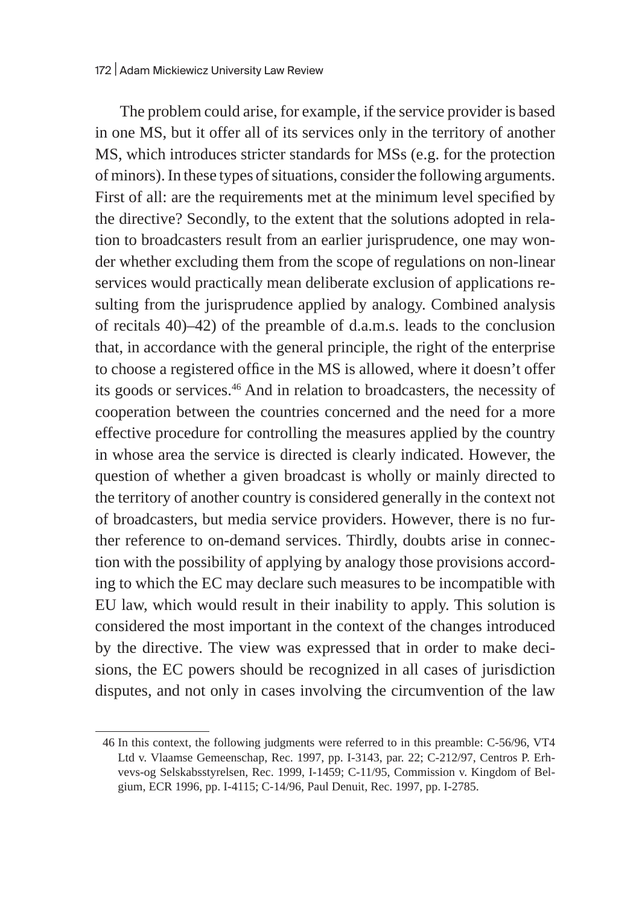The problem could arise, for example, if the service provider is based in one MS, but it offer all of its services only in the territory of another MS, which introduces stricter standards for MSs (e.g. for the protection of minors). In these types of situations, consider the following arguments. First of all: are the requirements met at the minimum level specified by the directive? Secondly, to the extent that the solutions adopted in relation to broadcasters result from an earlier jurisprudence, one may wonder whether excluding them from the scope of regulations on non-linear services would practically mean deliberate exclusion of applications resulting from the jurisprudence applied by analogy. Combined analysis of recitals 40)–42) of the preamble of d.a.m.s. leads to the conclusion that, in accordance with the general principle, the right of the enterprise to choose a registered office in the MS is allowed, where it doesn't offer its goods or services.[46] And in relation to broadcasters, the necessity of cooperation between the countries concerned and the need for a more effective procedure for controlling the measures applied by the country in whose area the service is directed is clearly indicated. However, the question of whether a given broadcast is wholly or mainly directed to the territory of another country is considered generally in the context not of broadcasters, but media service providers. However, there is no further reference to on-demand services. Thirdly, doubts arise in connection with the possibility of applying by analogy those provisions according to which the EC may declare such measures to be incompatible with EU law, which would result in their inability to apply. This solution is considered the most important in the context of the changes introduced by the directive. The view was expressed that in order to make decisions, the EC powers should be recognized in all cases of jurisdiction disputes, and not only in cases involving the circumvention of the law

46 In this context, the following judgments were referred to in this preamble: C-56/96, VT4 Ltd v. Vlaamse Gemeenschap, Rec. 1997, pp. I-3143, par. 22; C-212/97, Centros P. Erhvevs-og Selskabsstyrelsen, Rec. 1999, I-1459; C-11/95, Commission v. Kingdom of Belgium, ECR 1996, pp. I-4115; C-14/96, Paul Denuit, Rec. 1997, pp. I-2785.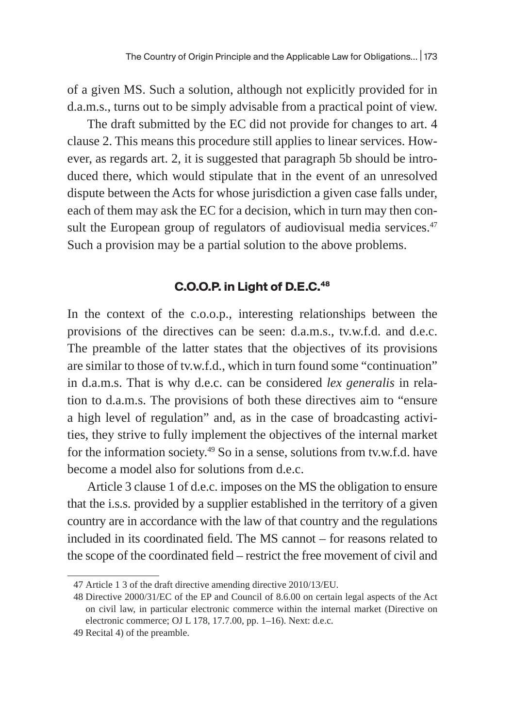of a given MS. Such a solution, although not explicitly provided for in d.a.m.s., turns out to be simply advisable from a practical point of view.

The draft submitted by the EC did not provide for changes to art. 4 clause 2. This means this procedure still applies to linear services. However, as regards art. 2, it is suggested that paragraph 5b should be introduced there, which would stipulate that in the event of an unresolved dispute between the Acts for whose jurisdiction a given case falls under, each of them may ask the EC for a decision, which in turn may then consult the European group of regulators of audiovisual media services.[47] Such a provision may be a partial solution to the above problems.

## C.O.O.P. in Light of D.E.C.[48]

In the context of the c.o.o.p., interesting relationships between the provisions of the directives can be seen: d.a.m.s., tv.w.f.d. and d.e.c. The preamble of the latter states that the objectives of its provisions are similar to those of tv.w.f.d., which in turn found some "continuation" in d.a.m.s. That is why d.e.c. can be considered *lex generalis* in relation to d.a.m.s. The provisions of both these directives aim to "ensure a high level of regulation" and, as in the case of broadcasting activities, they strive to fully implement the objectives of the internal market for the information society.[49] So in a sense, solutions from tv.w.f.d. have become a model also for solutions from d.e.c.

Article 3 clause 1 of d.e.c. imposes on the MS the obligation to ensure that the i.s.s. provided by a supplier established in the territory of a given country are in accordance with the law of that country and the regulations included in its coordinated field. The MS cannot – for reasons related to the scope of the coordinated field – restrict the free movement of civil and

---

47 Article 1 3 of the draft directive amending directive 2010/13/EU.

48 Directive 2000/31/EC of the EP and Council of 8.6.00 on certain legal aspects of the Act on civil law, in particular electronic commerce within the internal market (Directive on electronic commerce; OJ L 178, 17.7.00, pp. 1–16). Next: d.e.c.

49 Recital 4) of the preamble.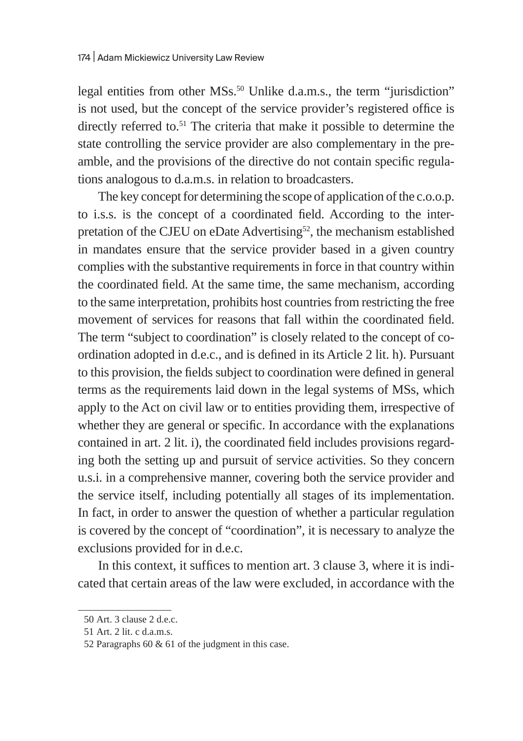legal entities from other MSs.[50] Unlike d.a.m.s., the term "jurisdiction" is not used, but the concept of the service provider's registered office is directly referred to.[51] The criteria that make it possible to determine the state controlling the service provider are also complementary in the preamble, and the provisions of the directive do not contain specific regulations analogous to d.a.m.s. in relation to broadcasters.

The key concept for determining the scope of application of the c.o.o.p. to i.s.s. is the concept of a coordinated field. According to the interpretation of the CJEU on eDate Advertising[52], the mechanism established in mandates ensure that the service provider based in a given country complies with the substantive requirements in force in that country within the coordinated field. At the same time, the same mechanism, according to the same interpretation, prohibits host countries from restricting the free movement of services for reasons that fall within the coordinated field. The term "subject to coordination" is closely related to the concept of coordination adopted in d.e.c., and is defined in its Article 2 lit. h). Pursuant to this provision, the fields subject to coordination were defined in general terms as the requirements laid down in the legal systems of MSs, which apply to the Act on civil law or to entities providing them, irrespective of whether they are general or specific. In accordance with the explanations contained in art. 2 lit. i), the coordinated field includes provisions regarding both the setting up and pursuit of service activities. So they concern u.s.i. in a comprehensive manner, covering both the service provider and the service itself, including potentially all stages of its implementation. In fact, in order to answer the question of whether a particular regulation is covered by the concept of "coordination", it is necessary to analyze the exclusions provided for in d.e.c.

In this context, it suffices to mention art. 3 clause 3, where it is indicated that certain areas of the law were excluded, in accordance with the

---

50 Art. 3 clause 2 d.e.c.

51 Art. 2 lit. c d.a.m.s.

52 Paragraphs 60 & 61 of the judgment in this case.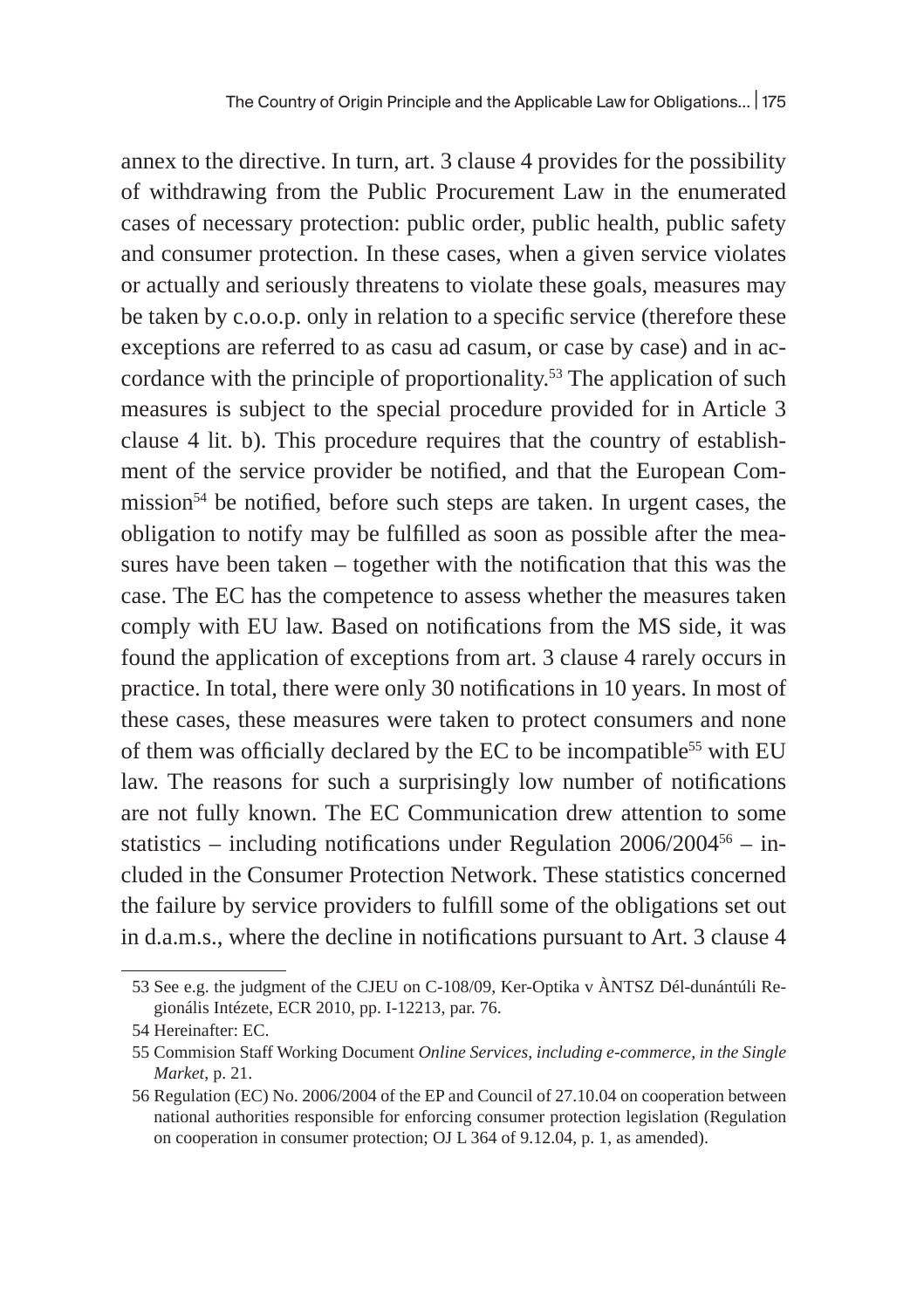annex to the directive. In turn, art. 3 clause 4 provides for the possibility of withdrawing from the Public Procurement Law in the enumerated cases of necessary protection: public order, public health, public safety and consumer protection. In these cases, when a given service violates or actually and seriously threatens to violate these goals, measures may be taken by c.o.o.p. only in relation to a specific service (therefore these exceptions are referred to as casu ad casum, or case by case) and in accordance with the principle of proportionality.[53] The application of such measures is subject to the special procedure provided for in Article 3 clause 4 lit. b). This procedure requires that the country of establishment of the service provider be notified, and that the European Commission[54] be notified, before such steps are taken. In urgent cases, the obligation to notify may be fulfilled as soon as possible after the measures have been taken – together with the notification that this was the case. The EC has the competence to assess whether the measures taken comply with EU law. Based on notifications from the MS side, it was found the application of exceptions from art. 3 clause 4 rarely occurs in practice. In total, there were only 30 notifications in 10 years. In most of these cases, these measures were taken to protect consumers and none of them was officially declared by the EC to be incompatible[55] with EU law. The reasons for such a surprisingly low number of notifications are not fully known. The EC Communication drew attention to some statistics – including notifications under Regulation 2006/2004[56] – included in the Consumer Protection Network. These statistics concerned the failure by service providers to fulfill some of the obligations set out in d.a.m.s., where the decline in notifications pursuant to Art. 3 clause 4

---

53 See e.g. the judgment of the CJEU on C-108/09, Ker-Optika v ÀNTSZ Dél-dunántúli Regionális Intézete, ECR 2010, pp. I-12213, par. 76.

54 Hereinafter: EC.

55 Commision Staff Working Document *Online Services, including e-commerce, in the Single Market*, p. 21.

56 Regulation (EC) No. 2006/2004 of the EP and Council of 27.10.04 on cooperation between national authorities responsible for enforcing consumer protection legislation (Regulation on cooperation in consumer protection; OJ L 364 of 9.12.04, p. 1, as amended).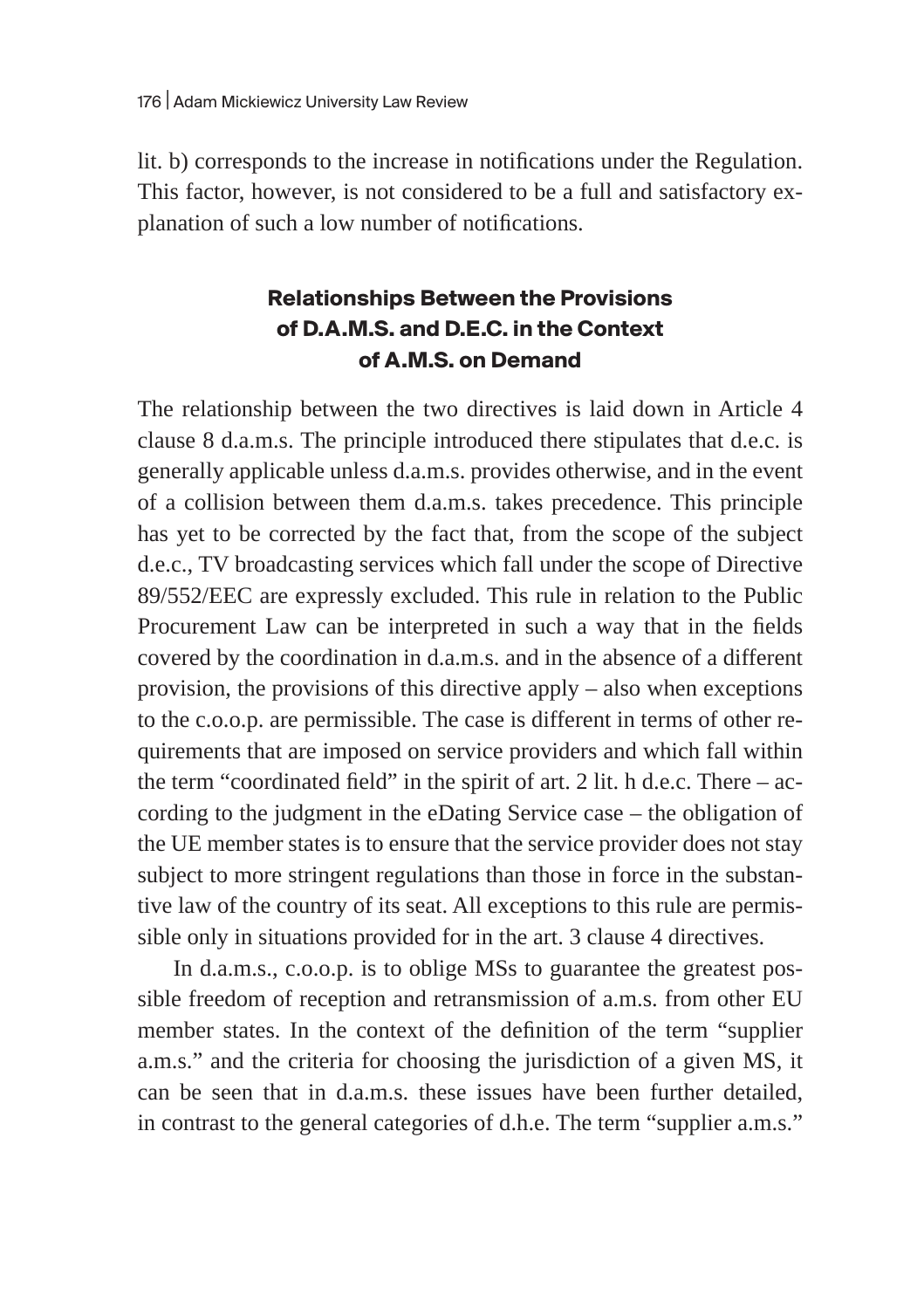lit. b) corresponds to the increase in notifications under the Regulation. This factor, however, is not considered to be a full and satisfactory explanation of such a low number of notifications.

## Relationships Between the Provisions of D.A.M.S. and D.E.C. in the Context of A.M.S. on Demand

The relationship between the two directives is laid down in Article 4 clause 8 d.a.m.s. The principle introduced there stipulates that d.e.c. is generally applicable unless d.a.m.s. provides otherwise, and in the event of a collision between them d.a.m.s. takes precedence. This principle has yet to be corrected by the fact that, from the scope of the subject d.e.c., TV broadcasting services which fall under the scope of Directive 89/552/EEC are expressly excluded. This rule in relation to the Public Procurement Law can be interpreted in such a way that in the fields covered by the coordination in d.a.m.s. and in the absence of a different provision, the provisions of this directive apply – also when exceptions to the c.o.o.p. are permissible. The case is different in terms of other requirements that are imposed on service providers and which fall within the term "coordinated field" in the spirit of art. 2 lit. h d.e.c. There – according to the judgment in the eDating Service case – the obligation of the UE member states is to ensure that the service provider does not stay subject to more stringent regulations than those in force in the substantive law of the country of its seat. All exceptions to this rule are permissible only in situations provided for in the art. 3 clause 4 directives.

In d.a.m.s., c.o.o.p. is to oblige MSs to guarantee the greatest possible freedom of reception and retransmission of a.m.s. from other EU member states. In the context of the definition of the term "supplier a.m.s." and the criteria for choosing the jurisdiction of a given MS, it can be seen that in d.a.m.s. these issues have been further detailed, in contrast to the general categories of d.h.e. The term "supplier a.m.s."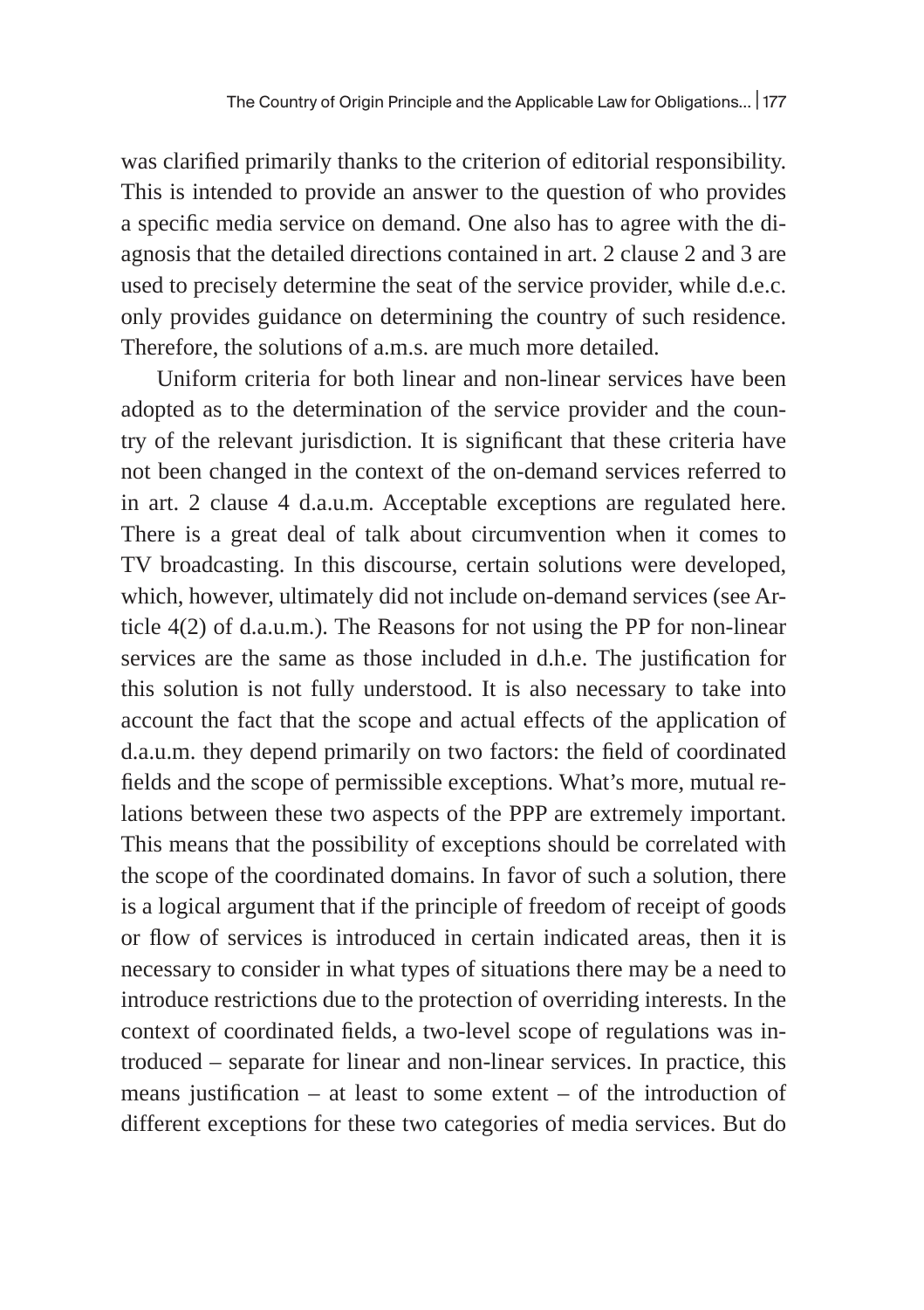was clarified primarily thanks to the criterion of editorial responsibility. This is intended to provide an answer to the question of who provides a specific media service on demand. One also has to agree with the diagnosis that the detailed directions contained in art. 2 clause 2 and 3 are used to precisely determine the seat of the service provider, while d.e.c. only provides guidance on determining the country of such residence. Therefore, the solutions of a.m.s. are much more detailed.

Uniform criteria for both linear and non-linear services have been adopted as to the determination of the service provider and the country of the relevant jurisdiction. It is significant that these criteria have not been changed in the context of the on-demand services referred to in art. 2 clause 4 d.a.u.m. Acceptable exceptions are regulated here. There is a great deal of talk about circumvention when it comes to TV broadcasting. In this discourse, certain solutions were developed, which, however, ultimately did not include on-demand services (see Article 4(2) of d.a.u.m.). The Reasons for not using the PP for non-linear services are the same as those included in d.h.e. The justification for this solution is not fully understood. It is also necessary to take into account the fact that the scope and actual effects of the application of d.a.u.m. they depend primarily on two factors: the field of coordinated fields and the scope of permissible exceptions. What's more, mutual relations between these two aspects of the PPP are extremely important. This means that the possibility of exceptions should be correlated with the scope of the coordinated domains. In favor of such a solution, there is a logical argument that if the principle of freedom of receipt of goods or flow of services is introduced in certain indicated areas, then it is necessary to consider in what types of situations there may be a need to introduce restrictions due to the protection of overriding interests. In the context of coordinated fields, a two-level scope of regulations was introduced – separate for linear and non-linear services. In practice, this means justification – at least to some extent – of the introduction of different exceptions for these two categories of media services. But do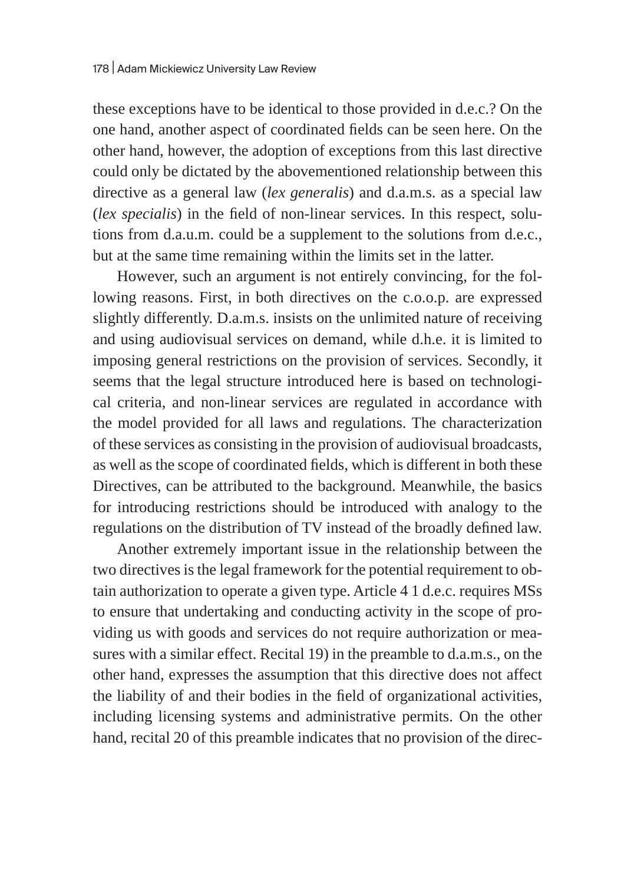these exceptions have to be identical to those provided in d.e.c.? On the one hand, another aspect of coordinated fields can be seen here. On the other hand, however, the adoption of exceptions from this last directive could only be dictated by the abovementioned relationship between this directive as a general law (*lex generalis*) and d.a.m.s. as a special law (*lex specialis*) in the field of non-linear services. In this respect, solutions from d.a.u.m. could be a supplement to the solutions from d.e.c., but at the same time remaining within the limits set in the latter.

However, such an argument is not entirely convincing, for the following reasons. First, in both directives on the c.o.o.p. are expressed slightly differently. D.a.m.s. insists on the unlimited nature of receiving and using audiovisual services on demand, while d.h.e. it is limited to imposing general restrictions on the provision of services. Secondly, it seems that the legal structure introduced here is based on technological criteria, and non-linear services are regulated in accordance with the model provided for all laws and regulations. The characterization of these services as consisting in the provision of audiovisual broadcasts, as well as the scope of coordinated fields, which is different in both these Directives, can be attributed to the background. Meanwhile, the basics for introducing restrictions should be introduced with analogy to the regulations on the distribution of TV instead of the broadly defined law.

Another extremely important issue in the relationship between the two directives is the legal framework for the potential requirement to obtain authorization to operate a given type. Article 4 1 d.e.c. requires MSs to ensure that undertaking and conducting activity in the scope of providing us with goods and services do not require authorization or measures with a similar effect. Recital 19) in the preamble to d.a.m.s., on the other hand, expresses the assumption that this directive does not affect the liability of and their bodies in the field of organizational activities, including licensing systems and administrative permits. On the other hand, recital 20 of this preamble indicates that no provision of the direc-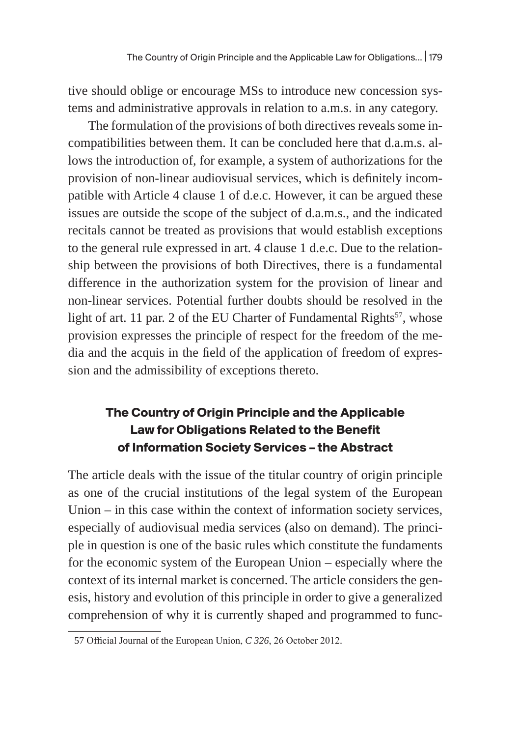tive should oblige or encourage MSs to introduce new concession systems and administrative approvals in relation to a.m.s. in any category.

The formulation of the provisions of both directives reveals some incompatibilities between them. It can be concluded here that d.a.m.s. allows the introduction of, for example, a system of authorizations for the provision of non-linear audiovisual services, which is definitely incompatible with Article 4 clause 1 of d.e.c. However, it can be argued these issues are outside the scope of the subject of d.a.m.s., and the indicated recitals cannot be treated as provisions that would establish exceptions to the general rule expressed in art. 4 clause 1 d.e.c. Due to the relationship between the provisions of both Directives, there is a fundamental difference in the authorization system for the provision of linear and non-linear services. Potential further doubts should be resolved in the light of art. 11 par. 2 of the EU Charter of Fundamental Rights[57], whose provision expresses the principle of respect for the freedom of the media and the acquis in the field of the application of freedom of expression and the admissibility of exceptions thereto.

## The Country of Origin Principle and the Applicable Law for Obligations Related to the Benefit of Information Society Services – the Abstract

The article deals with the issue of the titular country of origin principle as one of the crucial institutions of the legal system of the European Union – in this case within the context of information society services, especially of audiovisual media services (also on demand). The principle in question is one of the basic rules which constitute the fundaments for the economic system of the European Union – especially where the context of its internal market is concerned. The article considers the genesis, history and evolution of this principle in order to give a generalized comprehension of why it is currently shaped and programmed to func-

57 Official Journal of the European Union, *C 326*, 26 October 2012.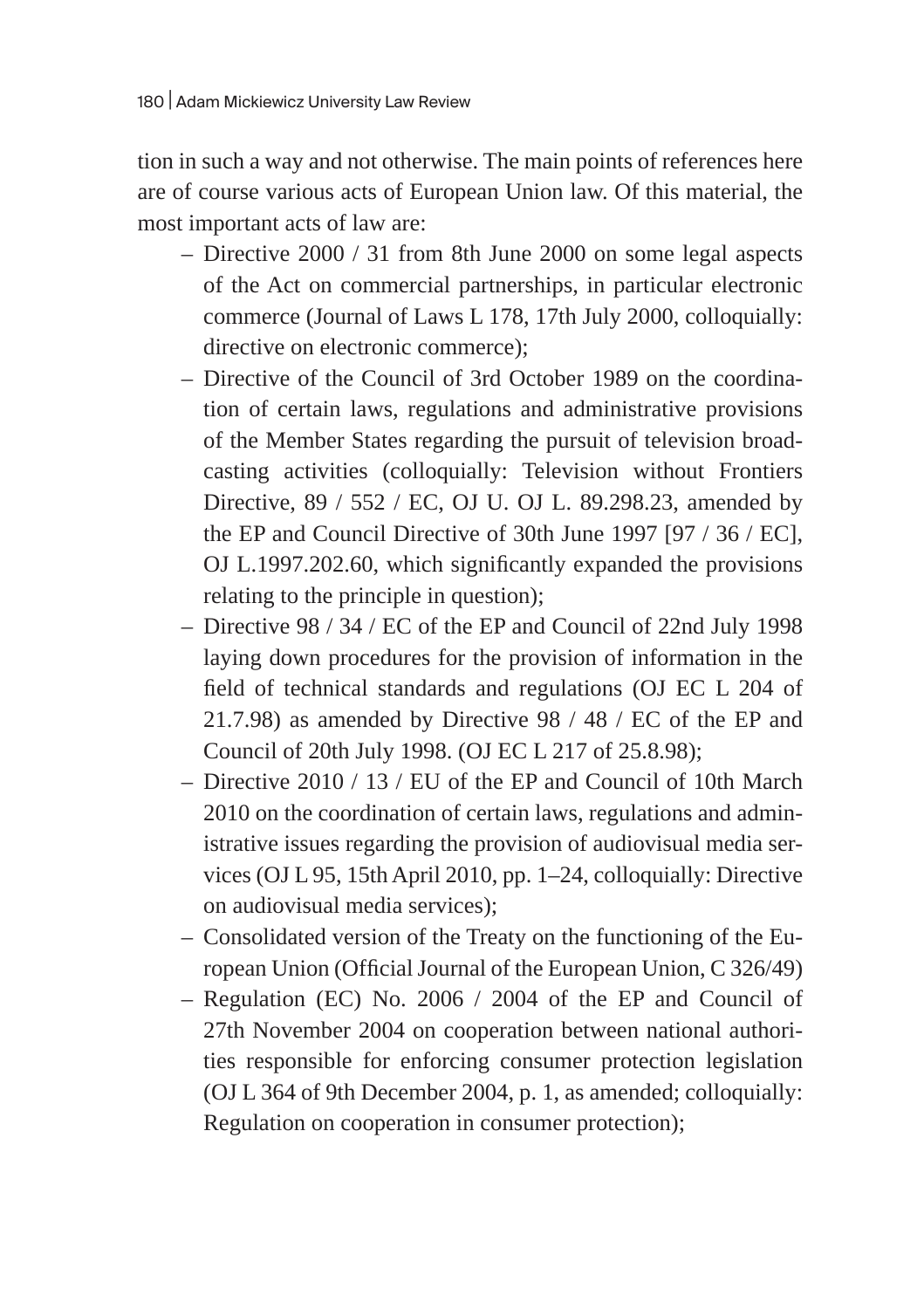tion in such a way and not otherwise. The main points of references here are of course various acts of European Union law. Of this material, the most important acts of law are:

- Directive 2000 / 31 from 8th June 2000 on some legal aspects of the Act on commercial partnerships, in particular electronic commerce (Journal of Laws L 178, 17th July 2000, colloquially: directive on electronic commerce);
- Directive of the Council of 3rd October 1989 on the coordination of certain laws, regulations and administrative provisions of the Member States regarding the pursuit of television broadcasting activities (colloquially: Television without Frontiers Directive, 89 / 552 / EC, OJ U. OJ L. 89.298.23, amended by the EP and Council Directive of 30th June 1997 [97 / 36 / EC], OJ L.1997.202.60, which significantly expanded the provisions relating to the principle in question);
- Directive 98 / 34 / EC of the EP and Council of 22nd July 1998 laying down procedures for the provision of information in the field of technical standards and regulations (OJ EC L 204 of 21.7.98) as amended by Directive 98 / 48 / EC of the EP and Council of 20th July 1998. (OJ EC L 217 of 25.8.98);
- Directive 2010 / 13 / EU of the EP and Council of 10th March 2010 on the coordination of certain laws, regulations and administrative issues regarding the provision of audiovisual media services (OJ L 95, 15th April 2010, pp. 1–24, colloquially: Directive on audiovisual media services);
- Consolidated version of the Treaty on the functioning of the European Union (Official Journal of the European Union, C 326/49)
- Regulation (EC) No. 2006 / 2004 of the EP and Council of 27th November 2004 on cooperation between national authorities responsible for enforcing consumer protection legislation (OJ L 364 of 9th December 2004, p. 1, as amended; colloquially: Regulation on cooperation in consumer protection);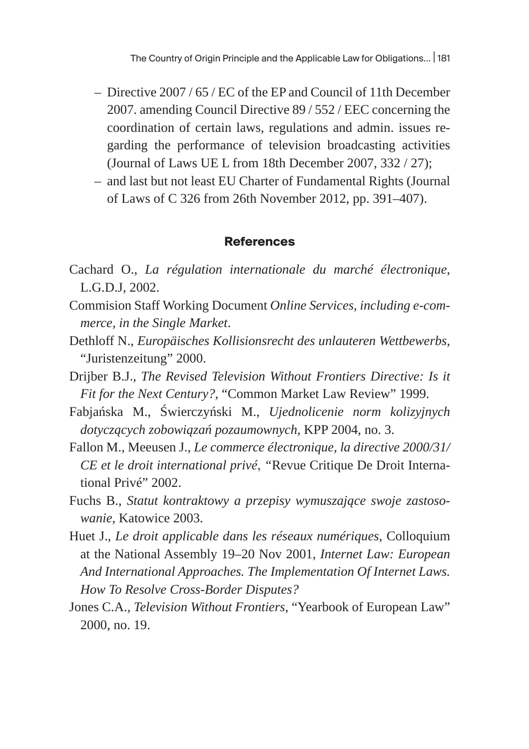- Directive 2007 / 65 / EC of the EP and Council of 11th December 2007. amending Council Directive 89 / 552 / EEC concerning the coordination of certain laws, regulations and admin. issues regarding the performance of television broadcasting activities (Journal of Laws UE L from 18th December 2007, 332 / 27);
- and last but not least EU Charter of Fundamental Rights (Journal of Laws of C 326 from 26th November 2012, pp. 391–407).

## References

Cachard O., *La régulation internationale du marché électronique*, L.G.D.J, 2002.

Commision Staff Working Document *Online Services, including e-commerce, in the Single Market*.

Dethloff N., *Europäisches Kollisionsrecht des unlauteren Wettbewerbs*, "Juristenzeitung" 2000.

Drijber B.J., *The Revised Television Without Frontiers Directive: Is it Fit for the Next Century?*, "Common Market Law Review" 1999.

Fabjańska M., Świerczyński M., *Ujednolicenie norm kolizyjnych dotyczących zobowiązań pozaumownych*, KPP 2004, no. 3.

Fallon M., Meeusen J., *Le commerce électronique, la directive 2000/31/CE et le droit international privé*, "Revue Critique De Droit International Privé" 2002.

Fuchs B., *Statut kontraktowy a przepisy wymuszające swoje zastosowanie*, Katowice 2003.

Huet J., *Le droit applicable dans les réseaux numériques*, Colloquium at the National Assembly 19–20 Nov 2001, *Internet Law: European And International Approaches. The Implementation Of Internet Laws. How To Resolve Cross-Border Disputes?*

Jones C.A., *Television Without Frontiers*, "Yearbook of European Law" 2000, no. 19.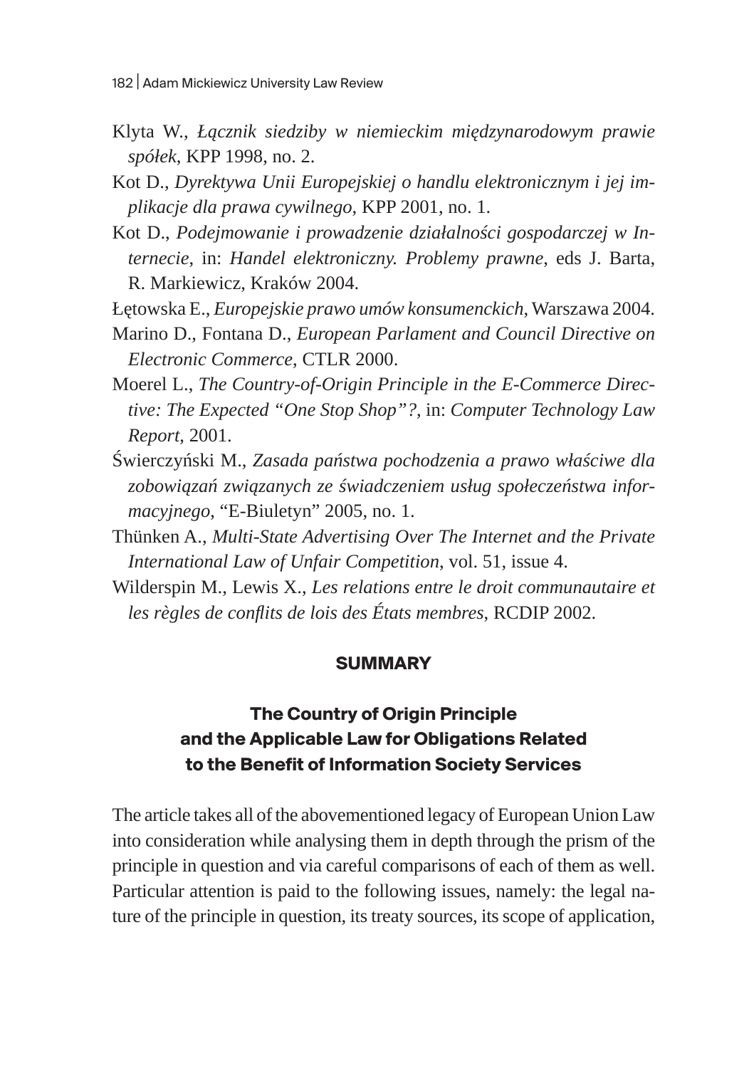Klyta W., *Łącznik siedziby w niemieckim międzynarodowym prawie spółek*, KPP 1998, no. 2.

Kot D., *Dyrektywa Unii Europejskiej o handlu elektronicznym i jej implikacje dla prawa cywilnego*, KPP 2001, no. 1.

Kot D., *Podejmowanie i prowadzenie działalności gospodarczej w Internecie*, in: *Handel elektroniczny. Problemy prawne*, eds J. Barta, R. Markiewicz, Kraków 2004.

Łętowska E., *Europejskie prawo umów konsumenckich*, Warszawa 2004.

Marino D., Fontana D., *European Parlament and Council Directive on Electronic Commerce*, CTLR 2000.

Moerel L., *The Country-of-Origin Principle in the E-Commerce Directive: The Expected "One Stop Shop"?*, in: *Computer Technology Law Report*, 2001.

Świerczyński M., *Zasada państwa pochodzenia a prawo właściwe dla zobowiązań związanych ze świadczeniem usług społeczeństwa informacyjnego*, "E-Biuletyn" 2005, no. 1.

Thünken A., *Multi-State Advertising Over The Internet and the Private International Law of Unfair Competition*, vol. 51, issue 4.

Wilderspin M., Lewis X., *Les relations entre le droit communautaire et les règles de conflits de lois des États membres*, RCDIP 2002.

## SUMMARY

### The Country of Origin Principle and the Applicable Law for Obligations Related to the Benefit of Information Society Services

The article takes all of the abovementioned legacy of European Union Law into consideration while analysing them in depth through the prism of the principle in question and via careful comparisons of each of them as well. Particular attention is paid to the following issues, namely: the legal nature of the principle in question, its treaty sources, its scope of application,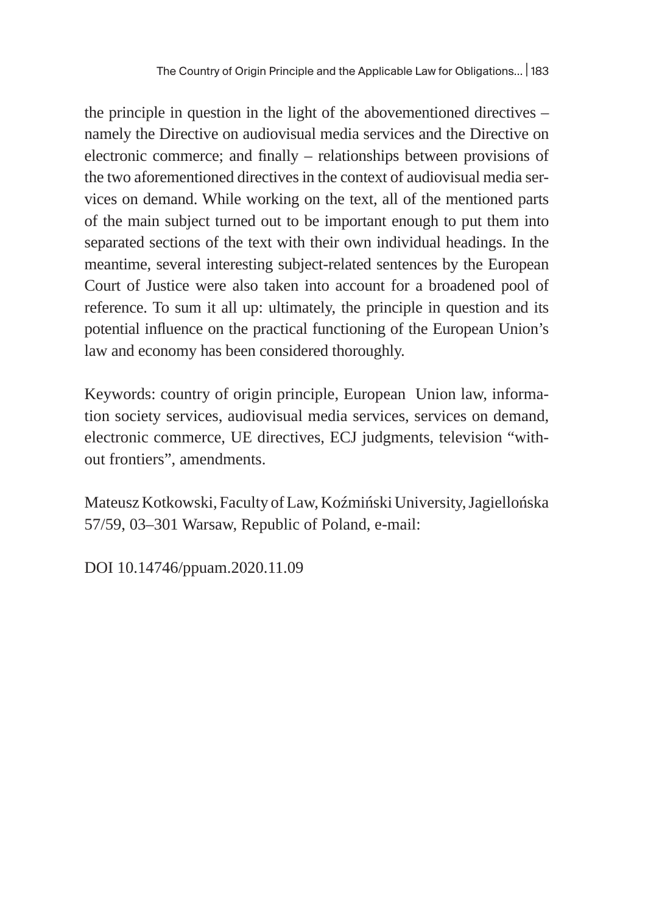the principle in question in the light of the abovementioned directives – namely the Directive on audiovisual media services and the Directive on electronic commerce; and finally – relationships between provisions of the two aforementioned directives in the context of audiovisual media services on demand. While working on the text, all of the mentioned parts of the main subject turned out to be important enough to put them into separated sections of the text with their own individual headings. In the meantime, several interesting subject-related sentences by the European Court of Justice were also taken into account for a broadened pool of reference. To sum it all up: ultimately, the principle in question and its potential influence on the practical functioning of the European Union's law and economy has been considered thoroughly.

Keywords: country of origin principle, European Union law, information society services, audiovisual media services, services on demand, electronic commerce, UE directives, ECJ judgments, television "without frontiers", amendments.

Mateusz Kotkowski, Faculty of Law, Koźmiński University, Jagiellońska 57/59, 03–301 Warsaw, Republic of Poland, e-mail:

DOI 10.14746/ppuam.2020.11.09